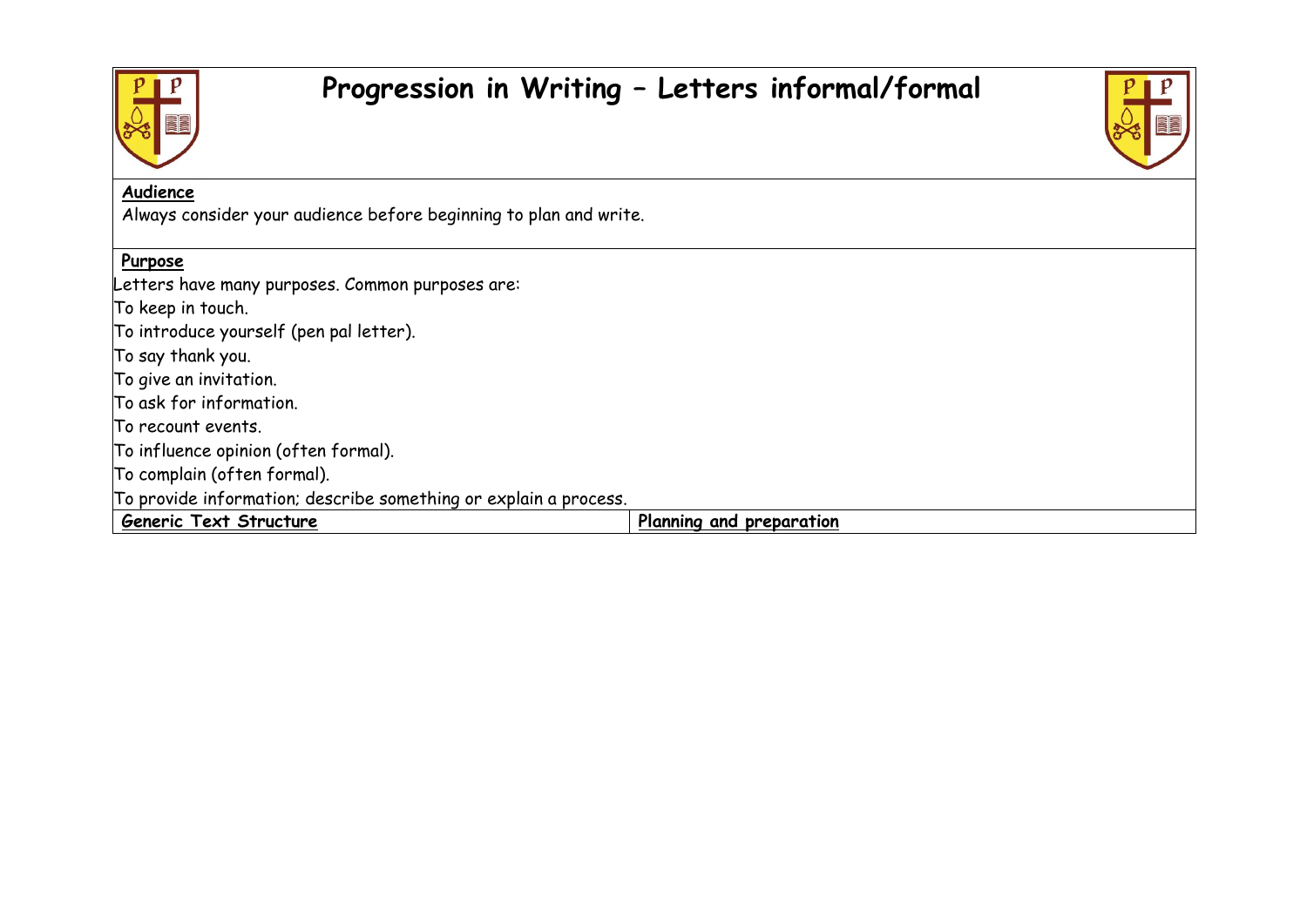# Progression in Writing – Letters informal/formal

**Audience**

Always consider your audience before beginning to plan and write.

**Purpose**

Letters have many purposes. Common purposes are:

To keep in touch.

To introduce yourself (pen pal letter).

To say thank you.

To give an invitation.

To ask for information.

To recount events.

To influence opinion (often formal).

To complain (often formal).

To provide information; describe something or explain a process.

| **Generic Text Structure** | **Planning and preparation** |
| --- | --- |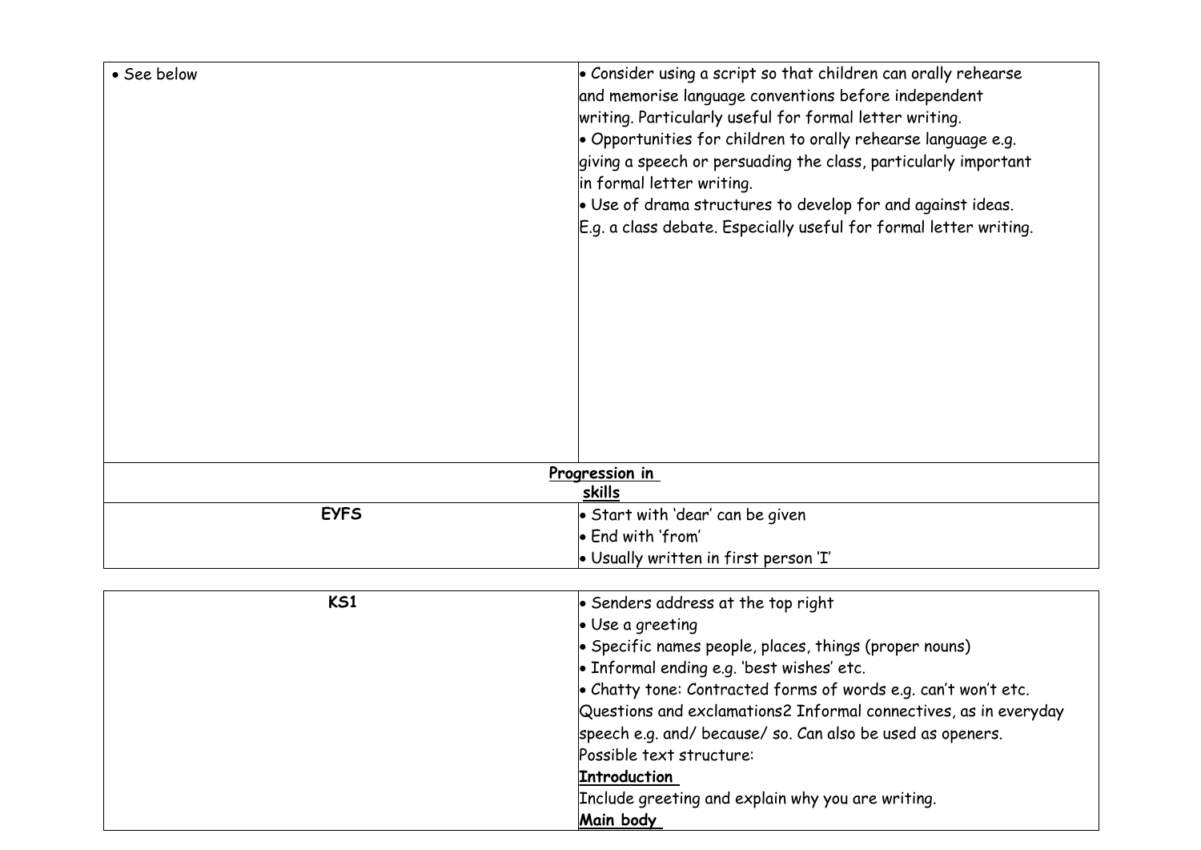| | |
|---|---|
| • See below | • Consider using a script so that children can orally rehearse and memorise language conventions before independent writing. Particularly useful for formal letter writing.<br>• Opportunities for children to orally rehearse language e.g. giving a speech or persuading the class, particularly important in formal letter writing.<br>• Use of drama structures to develop for and against ideas. E.g. a class debate. Especially useful for formal letter writing. |
| **Progression in skills** | |
| **EYFS** | • Start with 'dear' can be given<br>• End with 'from'<br>• Usually written in first person 'I' |

| | |
|---|---|
| **KS1** | • Senders address at the top right<br>• Use a greeting<br>• Specific names people, places, things (proper nouns)<br>• Informal ending e.g. 'best wishes' etc.<br>• Chatty tone: Contracted forms of words e.g. can't won't etc. Questions and exclamations2 Informal connectives, as in everyday speech e.g. and/ because/ so. Can also be used as openers.<br>Possible text structure:<br>**Introduction**<br>Include greeting and explain why you are writing.<br>**Main body** |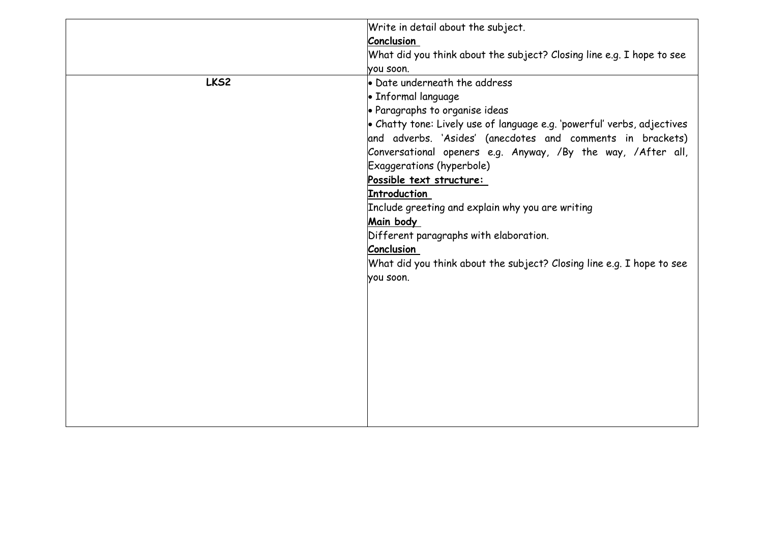| | |
|---|---|
| | Write in detail about the subject.<br>**Conclusion**<br>What did you think about the subject? Closing line e.g. I hope to see you soon. |
| **LKS2** | • Date underneath the address<br>• Informal language<br>• Paragraphs to organise ideas<br>• Chatty tone: Lively use of language e.g. 'powerful' verbs, adjectives and adverbs. 'Asides' (anecdotes and comments in brackets) Conversational openers e.g. Anyway, /By the way, /After all, Exaggerations (hyperbole)<br>**Possible text structure:**<br>**Introduction**<br>Include greeting and explain why you are writing<br>**Main body**<br>Different paragraphs with elaboration.<br>**Conclusion**<br>What did you think about the subject? Closing line e.g. I hope to see you soon. |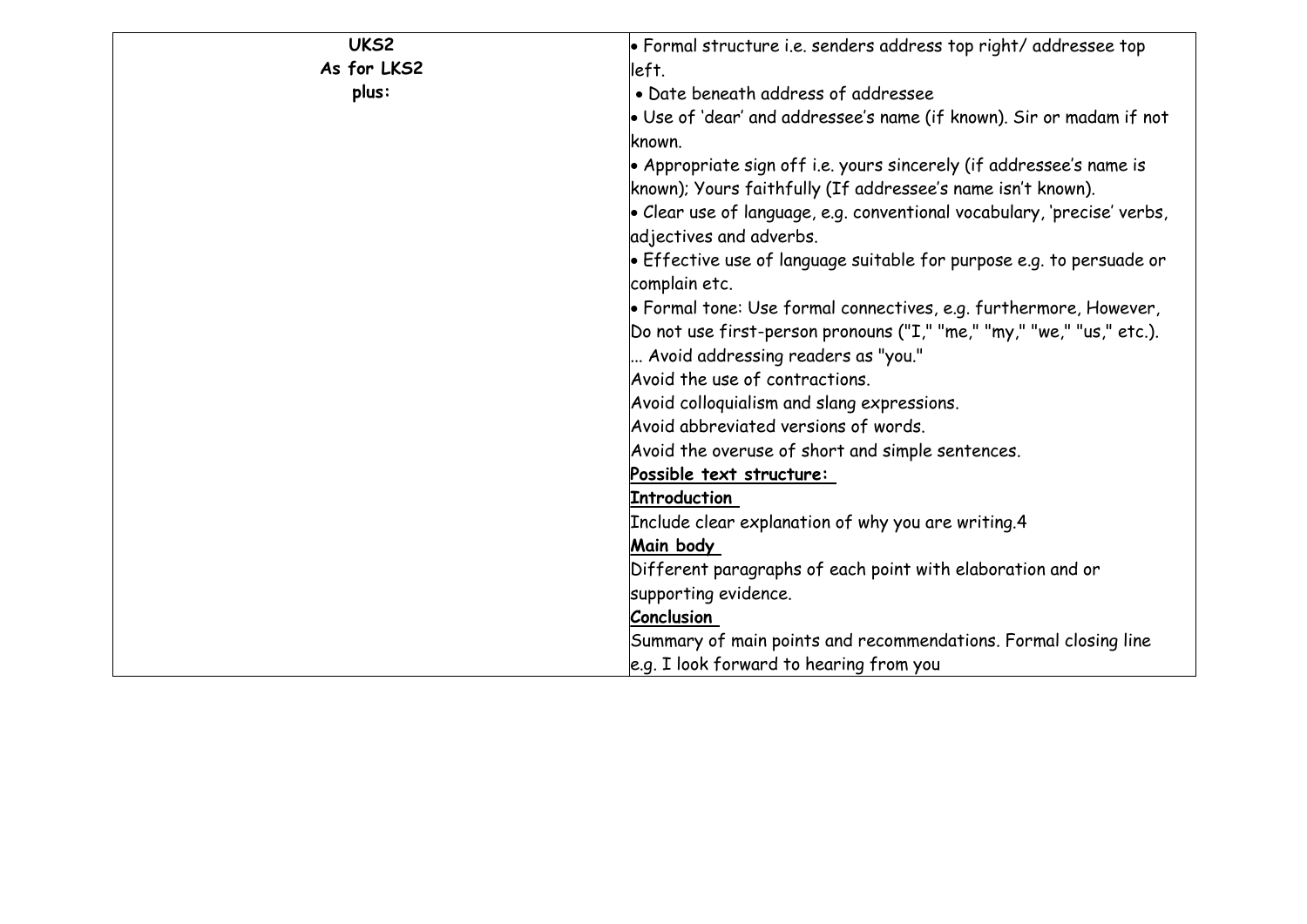| | |
|---|---|
| **UKS2**<br>**As for LKS2**<br>**plus:** | • Formal structure i.e. senders address top right/ addressee top left.<br>• Date beneath address of addressee<br>• Use of 'dear' and addressee's name (if known). Sir or madam if not known.<br>• Appropriate sign off i.e. yours sincerely (if addressee's name is known); Yours faithfully (If addressee's name isn't known).<br>• Clear use of language, e.g. conventional vocabulary, 'precise' verbs, adjectives and adverbs.<br>• Effective use of language suitable for purpose e.g. to persuade or complain etc.<br>• Formal tone: Use formal connectives, e.g. furthermore, However, Do not use first-person pronouns ("I," "me," "my," "we," "us," etc.). ... Avoid addressing readers as "you."<br>Avoid the use of contractions.<br>Avoid colloquialism and slang expressions.<br>Avoid abbreviated versions of words.<br>Avoid the overuse of short and simple sentences.<br>**<u>Possible text structure:</u>**<br>**<u>Introduction</u>**<br>Include clear explanation of why you are writing.4<br>**<u>Main body</u>**<br>Different paragraphs of each point with elaboration and or supporting evidence.<br>**<u>Conclusion</u>**<br>Summary of main points and recommendations. Formal closing line e.g. I look forward to hearing from you |